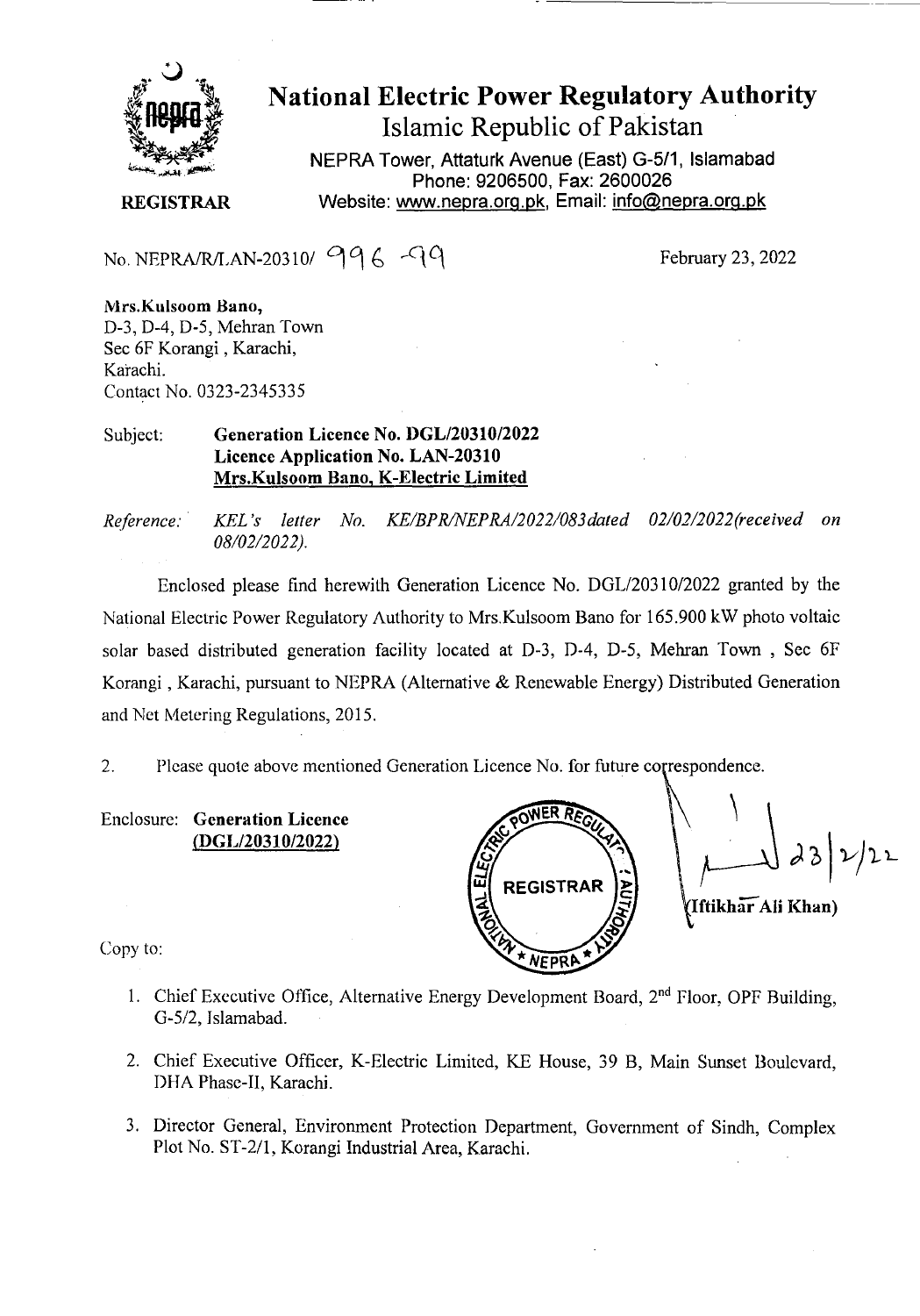# National Electric Power Regulatory Authority

## Islamic Republic of Pakistan

NEPRA Tower, Attaturk Avenue (East) G-5/1, Islamabad
Phone: 9206500, Fax: 2600026
Website: www.nepra.org.pk, Email: info@nepra.org.pk

**REGISTRAR**

No. NEPRA/R/LAN-20310/ 996 -99

February 23, 2022

**Mrs.Kulsoom Bano,**
D-3, D-4, D-5, Mehran Town
Sec 6F Korangi , Karachi,
Karachi.
Contact No. 0323-2345335

Subject: **Generation Licence No. DGL/20310/2022**
**Licence Application No. LAN-20310**
**Mrs.Kulsoom Bano, K-Electric Limited**

*Reference: KEL's letter No. KE/BPR/NEPRA/2022/083dated 02/02/2022(received on 08/02/2022).*

Enclosed please find herewith Generation Licence No. DGL/20310/2022 granted by the National Electric Power Regulatory Authority to Mrs.Kulsoom Bano for 165.900 kW photo voltaic solar based distributed generation facility located at D-3, D-4, D-5, Mehran Town , Sec 6F Korangi , Karachi, pursuant to NEPRA (Alternative & Renewable Energy) Distributed Generation and Net Metering Regulations, 2015.

2. Please quote above mentioned Generation Licence No. for future correspondence.

Enclosure: **Generation Licence**
**(DGL/20310/2022)**

23/2/22
**(Iftikhar Ali Khan)**

Copy to:

1. Chief Executive Office, Alternative Energy Development Board, 2nd Floor, OPF Building, G-5/2, Islamabad.
2. Chief Executive Officer, K-Electric Limited, KE House, 39 B, Main Sunset Boulevard, DHA Phase-II, Karachi.
3. Director General, Environment Protection Department, Government of Sindh, Complex Plot No. ST-2/1, Korangi Industrial Area, Karachi.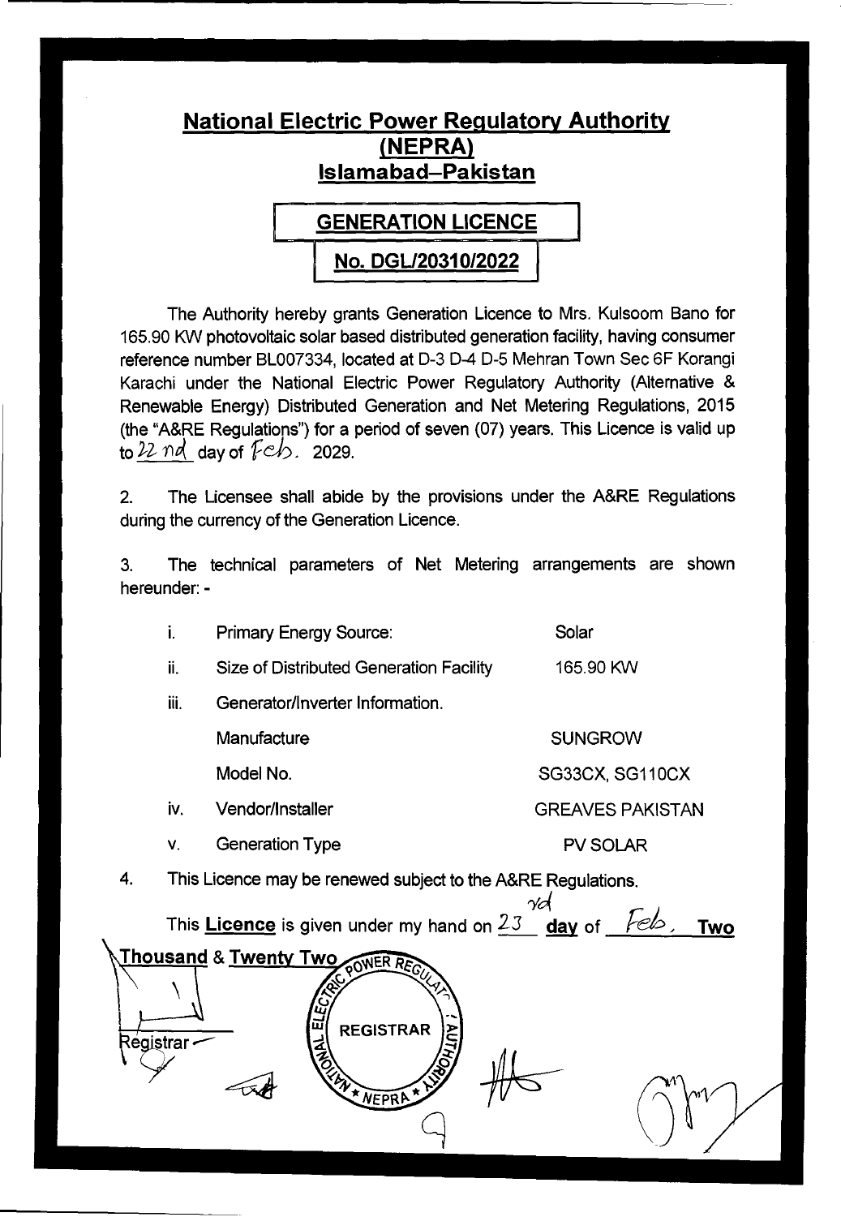## National Electric Power Regulatory Authority (NEPRA)
## Islamabad–Pakistan

**GENERATION LICENCE**

**No. DGL/20310/2022**

The Authority hereby grants Generation Licence to Mrs. Kulsoom Bano for 165.90 KW photovoltaic solar based distributed generation facility, having consumer reference number BL007334, located at D-3 D-4 D-5 Mehran Town Sec 6F Korangi Karachi under the National Electric Power Regulatory Authority (Alternative & Renewable Energy) Distributed Generation and Net Metering Regulations, 2015 (the "A&RE Regulations") for a period of seven (07) years. This Licence is valid up to 22 nd day of Feb. 2029.

2. The Licensee shall abide by the provisions under the A&RE Regulations during the currency of the Generation Licence.

3. The technical parameters of Net Metering arrangements are shown hereunder: -

| | | |
|---|---|---|
| i. | Primary Energy Source: | Solar |
| ii. | Size of Distributed Generation Facility | 165.90 KW |
| iii. | Generator/Inverter Information. | |
| | Manufacture | SUNGROW |
| | Model No. | SG33CX, SG110CX |
| iv. | Vendor/Installer | GREAVES PAKISTAN |
| v. | Generation Type | PV SOLAR |

4. This Licence may be renewed subject to the A&RE Regulations.

This **Licence** is given under my hand on 23rd **day** of Feb. **Two Thousand** & **Twenty Two**

Registrar

REGISTRAR
NATIONAL ELECTRIC POWER REGULATORY AUTHORITY
NEPRA